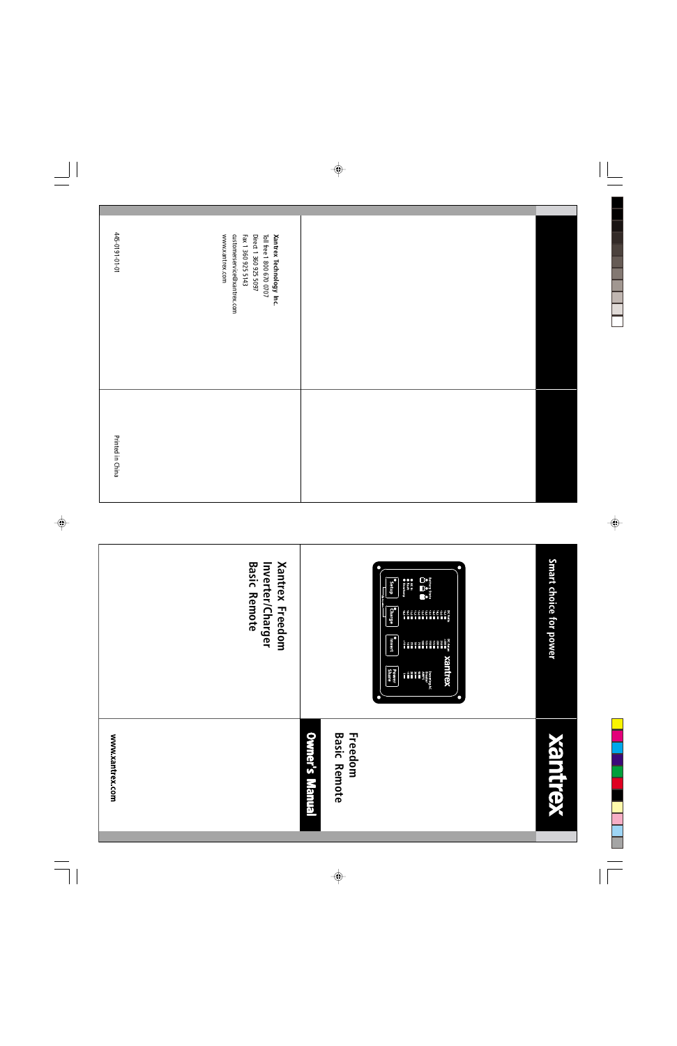# xantrex

## Smart choice for power

# Freedom Basic Remote

## Owner's Manual

www.xantrex.com

**Xantrex Freedom Inverter/Charger Basic Remote**

**Xantrex Technology Inc.**

Toll free 1 800 670 0707

Direct 1 360 925 5097

Fax 1 360 925 5143

customerservice@xantrex.com

www.xantrex.com

445-0191-01-01

Printed in China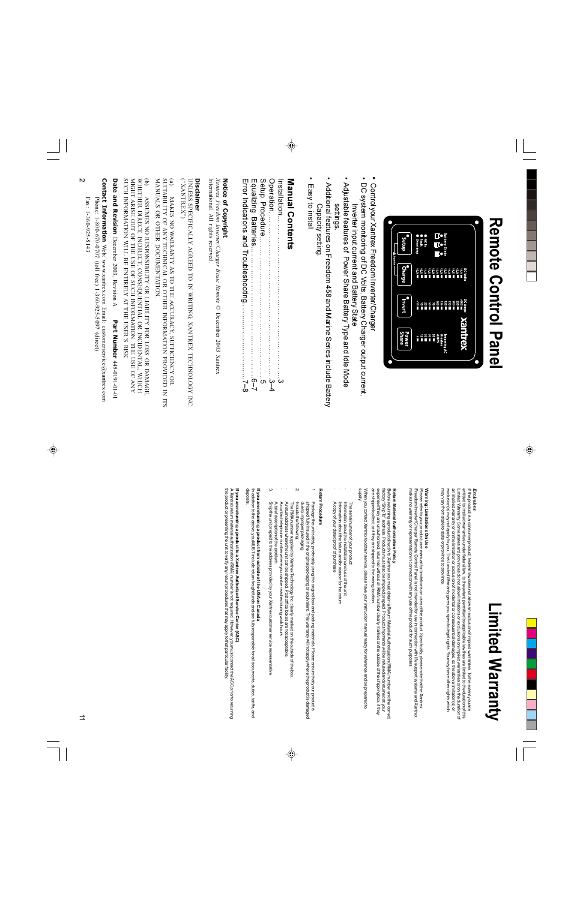# Remote Control Panel

- Control your Xantrex Freedom Inverter/Charger
- DC system monitoring of DC Volts, Battery Charger output current, Inverter input current and Battery State
- Adjustable features of Power Share Battery Type and Idle Mode settings.
- Additional features on Freedom 458 and Marine Series include Battery Capacity setting.
- Easy to install

## Manual Contents

Installation........................................................................3

Operation......................................................................3–4

Setup Procedure..............................................................5

Equalizing Batteries......................................................6–7

Error Indications and Troubleshooting............................7–8

### Notice of Copyright

*Xantrex Freedom Inverter/Charger Basic Remote* © December 2003 Xantrex International. All rights reserved.

### Disclaimer

UNLESS SPECIFICALLY AGREED TO IN WRITING, XANTREX TECHNOLOGY INC. ("XANTREX")

(a) MAKES NO WARRANTY AS TO THE ACCURACY, SUFFICIENCY OR SUITABILITY OF ANY TECHNICAL OR OTHER INFORMATION PROVIDED IN ITS MANUALS OR OTHER DOCUMENTATION.

(b) ASSUMES NO RESPONSIBILITY OR LIABILITY FOR LOSS OR DAMAGE, WHETHER DIRECT, INDIRECT, CONSEQUENTIAL OR INCIDENTAL, WHICH MIGHT ARISE OUT OF THE USE OF SUCH INFORMATION. THE USE OF ANY SUCH INFORMATION WILL BE ENTIRELY AT THE USER'S RISK.

**Date and Revision** December 2003, Revision A **Part Number** 445-0191-01-01

**Contact Information** Web: www.xantrex.com Email: customerservice@xantrex.com Phone: 1-800-670-0707 (toll free) 1-360-925-5097 (direct) Fax: 1-360-925-5143

# Limited Warranty

### Exclusions

If this product is a consumer product, federal law does not allow an exclusion of implied warranties. To the extent you are entitled to implied warranties under federal law, to the extent permitted by applicable law they are limited to the duration of this Limited Warranty. Some states and provinces do not allow limitations or exclusions on implied warranties or on the duration of an implied warranty or on the limitation or exclusion of incidental or consequential damages, so the above limitation(s) or exclusion(s) may not apply to you. This Limited Warranty gives you specific legal rights. You may have other rights which may vary from state to state or province to province.

### Warning: Limitations On Use

Please refer to your product user manual for limitations on uses of the product. Specifically, please note that the Xantrex Freedom Inverter/Charger Remote Control Panel is not intended for use in connection with life support systems and Xantrex makes no warranty or representation in connection with any use of the product for such purposes.

### Return Material Authorization Policy

Before returning a product directly to Xantrex you must obtain a Return Material Authorization (RMA) number and the correct factory "Ship To" address. Products must also be shipped prepaid. Product shipments will be refused and returned at your expense if they are unauthorized, returned without an RMA number clearly marked on the outside of the shipping box, if they are shipped collect, or if they are shipped to the wrong location.

When you contact Xantrex to obtain service, please have your instruction manual ready for reference and be prepared to supply:

- The serial number of your product
- Information about the installation and use of the unit
- Information about the failure and/or reason for the return
- A copy of your dated proof of purchase

### Return Procedure

1. Package the unit safely, preferably using the original box and packing materials. Please ensure that your product is shipped fully insured in the original packaging or equivalent. This warranty will not apply where the product is damaged due to improper packaging.
2. Include the following:
   - The RMA number supplied by Xantrex Technology Inc. clearly marked on the outside of the box.
   - A return address where the unit can be shipped. Post office boxes are not acceptable.
   - A contact telephone number where you can be reached during work hours.
   - A brief description of the problem.
3. Ship the unit prepaid to the address provided by your Xantrex customer service representative.

**If you are returning a product from outside of the USA or Canada**

In addition to the above, you MUST include return freight funds and are fully responsible for all documents, duties, tariffs, and deposits.

**If you are returning a product to a Xantrex Authorized Service Center (ASC)**

A Xantrex return material authorization (RMA) number is not required. However, you must contact the ASC prior to returning the product or presenting the unit to verify any return procedures that may apply to that particular facility.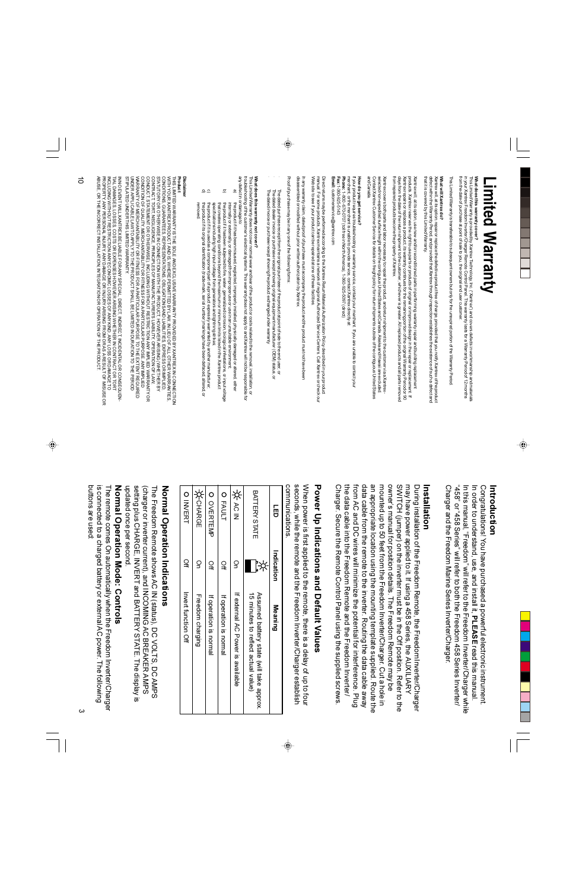# Introduction

Congratulations! You have purchased a powerful electronic instrument. In order to understand, use, and install it, **PLEASE** read this manual. In this manual, "Freedom" will refer to the Freedom Inverter/Charger while "458" or "458 Series" will refer to both the Freedom 458 Series Inverter/Charger and the Freedom Marine Series Inverter/Charger.

## Installation

During installation of the Freedom Remote, the Freedom Inverter/Charger may have power applied to it. If using a 458 Series, the AUXILIARY SWITCH (jumper) on the inverter must be in the Off position. Refer to the owner's manual for position details. The Freedom Remote may be mounted up to 50 feet from the Freedom Inverter/Charger. Cut a hole in an appropriate location using the mounting template supplied. Route the data cable from the remote to the inverter. Routing the data cable away from AC and DC wires will minimize the potential for interference. Plug the data cable into the Freedom Remote and the Freedom Inverter/Charger. Secure the Remote Control Panel using the supplied screws.

## Power Up Indications and Default Values

When power is first applied to the remote, there is a delay of up to four seconds, while the remote and the Freedom Inverter/Charger establish communications.

| LED | Indication | Meaning |
|---|---|---|
| BATTERY STATE | ☼ | Assumed battery state (will take approx. 15 minutes to reflect actual value) |
| ☼ AC IN | On | If external AC Power is available |
| O FAULT | Off | If operation is normal |
| O OVERTEMP | Off | If operation is normal |
| ☼ CHARGE | On | Freedom charging |
| O INVERT | Off | Invert function Off |

## Normal Operation Indications

The Freedom Remote shows AC IN (status), DC VOLTS, DC AMPS (charger or inverter current), and INCOMING AC BREAKER AMPS setting plus CHARGE, INVERT and BATTERY STATE. The display is updated once per second.

## Normal Operation Mode: Controls

The remote comes On automatically when the Freedom Inverter/Charger is connected to a charged battery or external AC power. The following buttons are used.

# Limited Warranty

**What does this warranty cover?**
This Limited Warranty is provided by Xantrex Technology, Inc. ("Xantrex") and covers defects in workmanship and materials in your Freedom Remote Control Panel. This warranty lasts for a Warranty Period of 12 months from the date of purchase at point of sale to you, the original end user customer.

The Limited Warranty is transferable to subsequent owners but only for the unexpired portion of the Warranty Period.

**What will Xantrex do?**
Xantrex will, at its option, repair or replace the defective product free of charge, provided that you notify Xantrex of the product defect within the Warranty Period, and provided that Xantrex through inspection establishes the existence of such a defect and that it is covered by this Limited Warranty.

Xantrex will, at its option, use new and/or reconditioned parts in performing warranty repair and building replacement products. Xantrex reserves the right to use parts or products of original or improved design in the repair or replacement. If Xantrex repairs or replaces a product, its warranty continues for the remaining portion of the original Warranty Period or 90 days from the date of the return shipment to the customer, whichever is greater. All replaced products and all parts removed from repaired products become the property of Xantrex.

Xantrex covers both parts and labor necessary to repair the product, and return shipment to the customer via a Xantrex-selected non-expedited surface freight within the contiguous United States and Canada. Alaska and Hawaii are excluded. Contact Xantrex Customer Service for details on freight policy for return shipments outside of the contiguous United States and Canada.

**How do you get service?**
If your product requires troubleshooting or warranty service, contact your merchant. If you are unable to contact your merchant, or the merchant is unable to provide service, contact Xantrex directly at:

**Phone:** 1-800-670-0707 (toll free in North America); 1-360-925-5097 (direct)
**Fax:** 1-360-925-5143
**Email:** customerservice@xantrex.com

Direct returns may be performed according to the Xantrex Return Material Authorization Policy described in your product manual. For some products, Xantrex maintains a network of regional Authorized Service Centers. Call Xantrex or check our Website to see if your product can be repaired at one of these facilities.

In any warranty claim, dated proof of purchase must accompany the product and the product must not have been disassembled or modified without prior written authorization by Xantrex.

Proof of purchase may be in any one of the following forms:

- The dated purchase receipt from the original purchase of the product at point of sale to the end user, or
- The dated dealer invoice or purchase receipt showing original equipment manufacturer (OEM) status, or
- The dated invoice or purchase receipt showing the product exchanged under warranty

**What does this warranty not cover?**
This Limited Warranty does not cover normal wear and tear of the product or costs related to the removal, installation, or troubleshooting of the customer's electrical systems. This warranty does not apply to and Xantrex will not be responsible for any defect in or damage to:

a) the product if it has been misused, neglected, improperly installed, physically damaged or altered, either internally or externally, or damaged from improper use or use in an unsuitable environment;
b) the product if it has been subjected to fire, water, generalized corrosion, biological infestations, or input voltage that creates operating conditions beyond the maximum or minimum limits listed in the Xantrex product specifications including high input voltage from generators and lightning strikes;
c) the product if it is used as a component part of a product expressly warranted by another manufacturer;
d) the product if its original identification (trade-mark, serial number) markings have been defaced, altered, or removed.

**Disclaimer**

**Product**

THIS LIMITED WARRANTY IS THE SOLE AND EXCLUSIVE WARRANTY PROVIDED BY XANTREX IN CONNECTION WITH YOUR XANTREX PRODUCT AND IS, WHERE PERMITTED BY LAW, IN LIEU OF ALL OTHER WARRANTIES, CONDITIONS, GUARANTEES, REPRESENTATIONS, OBLIGATIONS AND LIABILITIES, EXPRESS OR IMPLIED, STATUTORY OR OTHERWISE IN CONNECTION WITH THE PRODUCT, HOWEVER ARISING (WHETHER BY CONTRACT, TORT, NEGLIGENCE, PRINCIPLES OF MANUFACTURER'S LIABILITY, OPERATION OF LAW, CONDUCT, STATEMENT OR OTHERWISE), INCLUDING WITHOUT RESTRICTION ANY IMPLIED WARRANTY OR CONDITION OF QUALITY, MERCHANTABILITY OR FITNESS FOR A PARTICULAR PURPOSE. ANY IMPLIED WARRANTY OF MERCHANTABILITY OR FITNESS FOR A PARTICULAR PURPOSE TO THE EXTENT REQUIRED UNDER APPLICABLE LAW TO APPLY TO THE PRODUCT SHALL BE LIMITED IN DURATION TO THE PERIOD STIPULATED UNDER THIS LIMITED WARRANTY.

IN NO EVENT WILL XANTREX BE LIABLE FOR ANY SPECIAL, DIRECT, INDIRECT, INCIDENTAL OR CONSEQUENTIAL DAMAGES, LOSSES, COSTS OR EXPENSES HOWEVER ARISING WHETHER IN CONTRACT OR TORT INCLUDING WITHOUT RESTRICTION ANY ECONOMIC LOSSES OF ANY KIND, ANY LOSS OR DAMAGE TO PROPERTY, ANY PERSONAL INJURY, ANY DAMAGE OR INJURY ARISING FROM OR AS A RESULT OF MISUSE OR ABUSE, OR THE INCORRECT INSTALLATION, INTEGRATION OR OPERATION OF THE PRODUCT.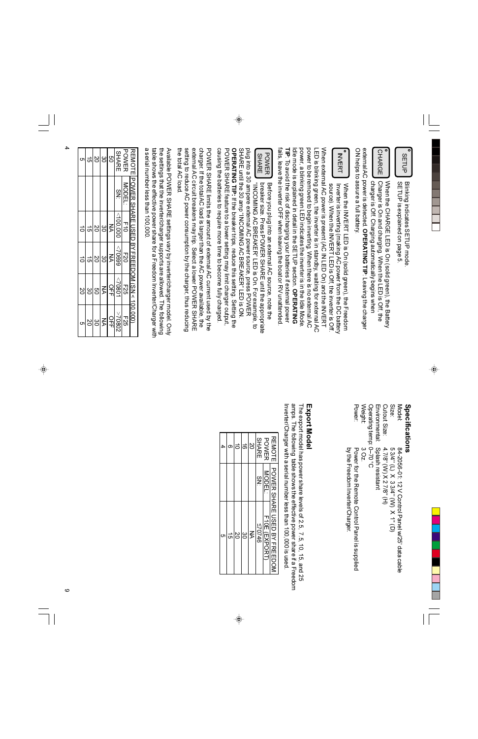**SETUP** Blinking indicates SETUP mode. SETUP is explained on page 5.

**CHARGE** When the CHARGE LED is On (solid green), the Battery Charger is On and charging. When the LED is Off, the charger is Off. Charging automatically begins when external AC power is detected. **OPERATING TIP**: Leaving the charger ON helps to assure a full battery.

**INVERT** When the INVERT LED is On (solid green), the Freedom Inverter is inverting (making AC power from the DC battery source). When the INVERT LED is Off, the inverter is Off. When external AC power is present (AC IN LED On) and the INVERT LED is blinking green, the inverter is in standby, waiting for external AC power to be removed to begin inverting. When there is no external AC power, a blinking green LED indicates the inverter is in the Idle Mode. Idle mode is explained in detail in the SETUP section. **OPERATING TIP**: To avoid the risk of discharging your batteries if external power fails, leave the inverter OFF when leaving the boat or RV unattended.

**POWER SHARE** Before you plug into an external AC source, note the breaker size. Press POWER SHARE until the appropriate "INCOMING AC BREAKER" LED is On. For example, to plug into a 30 amp external AC power source, press POWER SHARE until the 30 amp "INCOMING AC BREAKER" LED is ON. **OPERATING TIP**: If the breaker trips, reduce this setting. Setting the POWER SHARE feature to a lower setting may limit charger output, causing the batteries to require more time to become fully charged.

POWER SHARE limits the amount of external AC current used by the charger. If the total AC load is larger than the AC power available, the external AC circuit breakers may trip. Select a lower POWER SHARE setting to reduce AC power consumption by the charger, thus reducing the total AC load.

Available POWER SHARE settings vary by inverter/charger model. Only the settings that the inverter/charger supports are allowed. The following table shows the effective power share for a Freedom Inverter/Charger with a serial number less than 100,000.

| REMOTE POWER SHARE | POWER SHARE USED BY FREEDOM (SN < 100,000) | | | |
|---|---|---|---|---|
| | MODEL: F10 | F20 | F25 | F25 |
| | SN: <100,000 | <70699 | <70801 | >70802 |
| 50 | NA | NA | OFF | OFF |
| 30 | 30 | 30 | NA | NA |
| 20 | 20 | 20 | 50 | 30 |
| 15 | 15 | 15 | 30 | 20 |
| 5 | 10 | 10 | 20 | 5 |

## Specifications

Model: 84-2056-01: 12 V Control Panel w/25' data cable
Size: 5 3/4" (L) X 3 3/4" (W) X 1" (D)
Cutout Size: 4 7/8" (W) X 2 7/8" (H)
Environmental: Splash resistant
Operating temp: 0–70° C
Weight: 3 Oz.
Power: Power for the Remote Control Panel is supplied by the Freedom Inverter/Charger.

## Export Model

The export model has power share levels of 2.5, 7.5, 10, 15, and 25 amps. The following table shows the effective power share if a Freedom Inverter/Charger with a serial number less than 100,000 is used.

| REMOTE POWER SHARE | POWER SHARE USED BY FREEDOM |
|---|---|
| | MODEL: F10E (EXPORT) |
| | SN: ≤70746 |
| 20 | NA |
| 16 | 30 |
| 10 | 20 |
| 6 | 15 |
| 4 | 5 |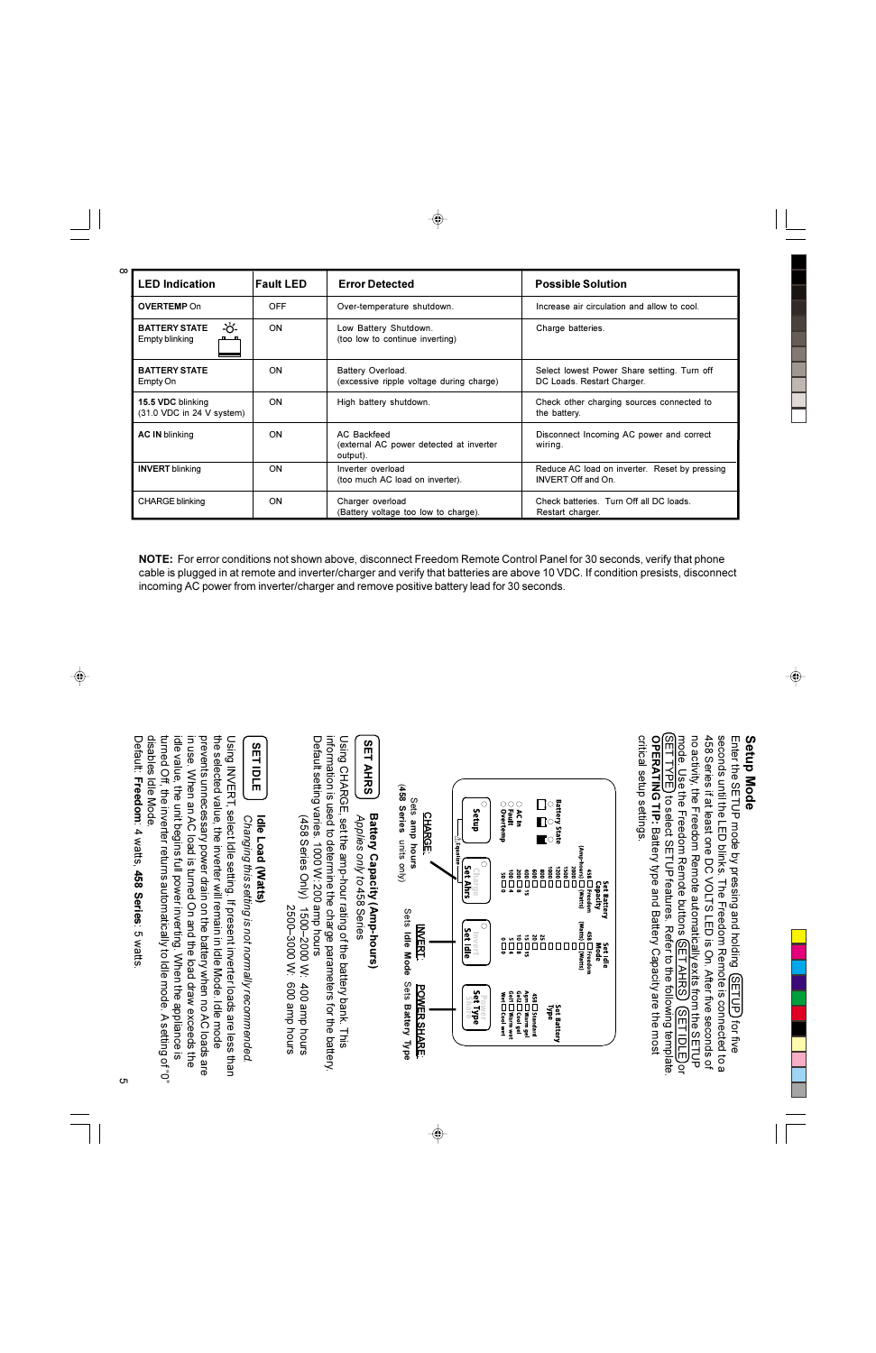| LED Indication | Fault LED | Error Detected | Possible Solution |
|---|---|---|---|
| **OVERTEMP** On | OFF | Over-temperature shutdown. | Increase air circulation and allow to cool. |
| **BATTERY STATE** Empty blinking | ON | Low Battery Shutdown. (too low to continue inverting) | Charge batteries. |
| **BATTERY STATE** Empty On | ON | Battery Overload. (excessive ripple voltage during charge) | Select lowest Power Share setting. Turn off DC Loads. Restart Charger. |
| **15.5 VDC** blinking (31.0 VDC in 24 V system) | ON | High battery shutdown. | Check other charging sources connected to the battery. |
| **AC IN** blinking | ON | AC Backfeed (external AC power detected at inverter output). | Disconnect Incoming AC power and correct wiring. |
| **INVERT** blinking | ON | Inverter overload (too much AC load on inverter). | Reduce AC load on inverter. Reset by pressing INVERT Off and On. |
| CHARGE blinking | ON | Charger overload (Battery voltage too low to charge). | Check batteries. Turn Off all DC loads. Restart charger. |

**NOTE:** For error conditions not shown above, disconnect Freedom Remote Control Panel for 30 seconds, verify that phone cable is plugged in at remote and inverter/charger and verify that batteries are above 10 VDC. If condition presists, disconnect incoming AC power from inverter/charger and remove positive battery lead for 30 seconds.

## Setup Mode

Enter the SETUP mode by pressing and holding SETUP for five seconds until the LED blinks. The Freedom Remote is connected to a 458 Series if at least one DC VOLTS LED is On. After five seconds of no activity, the Freedom Remote automatically exits from the SETUP mode. Use the Freedom Remote buttons SET AHRS, SET IDLE or SET TYPE to select SETUP features. Refer to the following template.

**OPERATING TIP:** Battery type and Battery Capacity are the most critical setup settings.

Setup | Set Ahrs | Set Idle | Set Type

Battery State; AC In; Fault; Overtemp

Set Battery Capacity (Amp-hours): 458 Freedom (Watts) — 2000 / 1500 / 1200 / 1000 / 800 / 600 / 400 / 200 / 100 / 50; 458 — 15 / 8 / 4 / 0

Set Idle Mode (Watts): 458 Freedom — 25 / 20 / 15 / 10 / 5 / 0; 458 — 15 / 8 / 4 / 0

Set Battery Type: 458 Standard; Agm; Gel; Cool gel; Warm gel; Wet; Warm wet; Cool wet

**CHARGE:** Sets amp hours (458 Series units only)

**INVERT:** Sets Idle Mode

**POWER SHARE:** Sets Battery Type

### SET AHRS — Battery Capacity (Amp-hours)

*Applies only to 458 Series*

Using CHARGE, set the amp-hour rating of the battery bank. This information is used to determine the charge parameters for the battery. Default setting varies. 1000 W: 200 amp hours

(458 Series Only) 1500–2000 W: 400 amp hours
2500–3000 W: 600 amp hours

### SET IDLE — Idle Load (Watts)

*Changing this setting is not normally recommended.*

Using INVERT, select Idle setting. If present inverter loads are less than the selected value, the inverter will remain in Idle Mode. Idle mode prevents unnecessary power drain on the battery when no AC loads are in use. When an AC load is turned On and the load draw exceeds the idle value, the unit begins full power inverting. When the appliance is turned Off the inverter returns automatically to idle mode. A setting of "0" disables Idle Mode.

Default: **Freedom**: 4 watts, **458 Series**: 5 watts.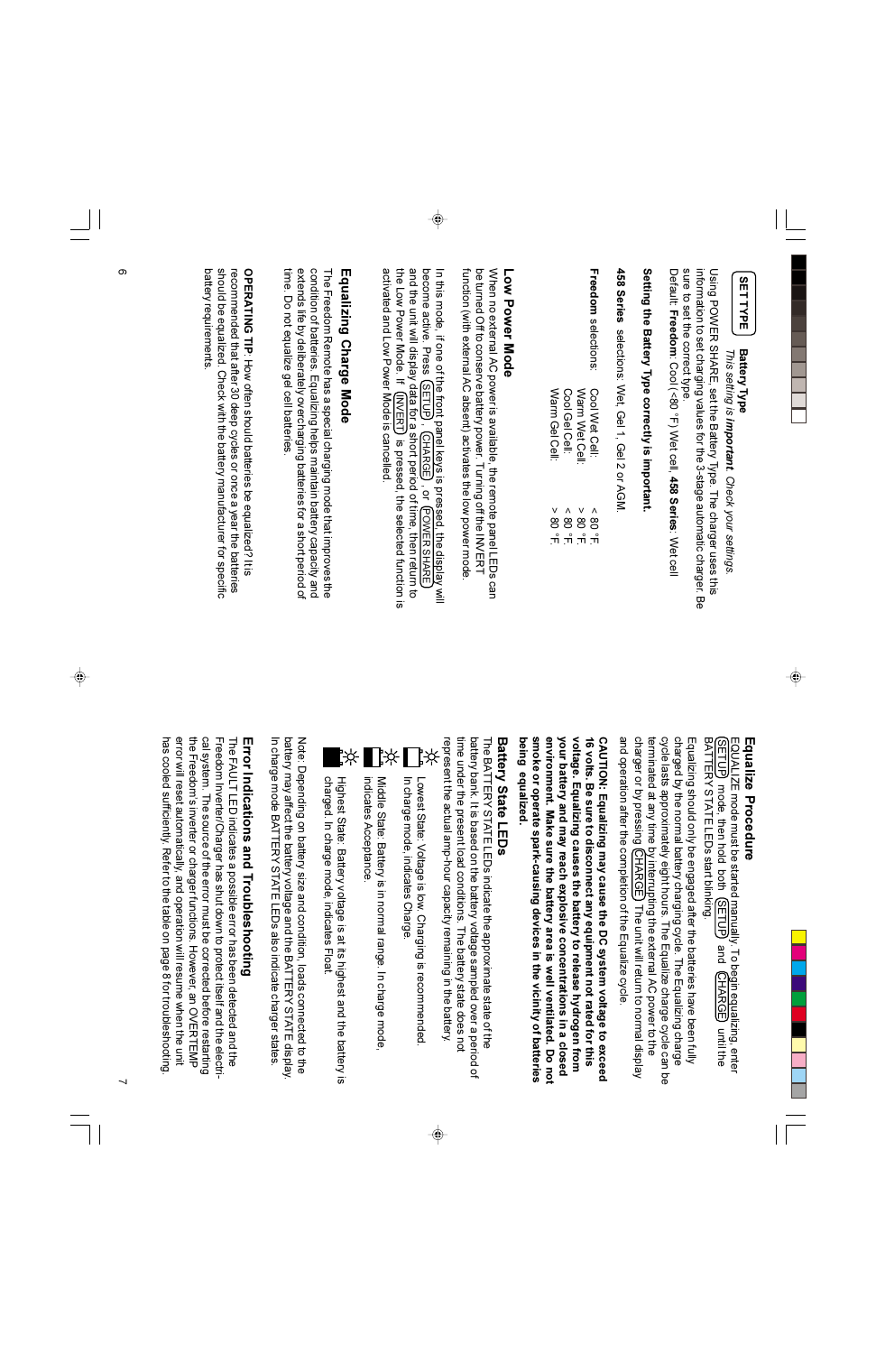## SET TYPE

### Battery Type

*This setting is important. Check your settings.*

Using POWER SHARE, set the Battery Type. The charger uses this information to set charging values for the 3-stage automatic charger. Be sure to set the correct type.

Default: **Freedom**: Cool (<80 °F) Wet cell, **458 Series**: Wet cell

**Setting the Battery Type correctly is important.**

**458 Series** selections: Wet, Gel 1, Gel 2 or AGM.

**Freedom** selections:

| | |
|---|---|
| Cool Wet Cell: | < 80 °F |
| Warm Wet Cell: | > 80 °F |
| Cool Gel Cell: | < 80 °F |
| Warm Gel Cell: | > 80 °F |

## Low Power Mode

When no external AC power is available, the remote panel LEDs can be turned Off to conserve battery power. Turning off the INVERT function (with external AC absent) activates the low power mode.

In this mode, if one of the front panel keys is pressed, the display will become active. Press (SETUP), (CHARGE), or (POWER SHARE) and the unit will display data for a short period of time, then return to the Low Power Mode. If (INVERT) is pressed, the selected function is activated and Low Power Mode is cancelled.

## Equalizing Charge Mode

The Freedom Remote has a special charging mode that improves the condition of batteries. Equalizing helps maintain battery capacity and extends life by deliberately overcharging batteries for a short period of time. Do not equalize gel cell batteries.

**OPERATING TIP**: How often should batteries be equalized? It is recommended that after 30 deep cycles or once a year the batteries should be equalized. Check with the battery manufacturer for specific battery requirements.

## Equalize Procedure

EQUALIZE mode must be started manually. To begin equalizing, enter (SETUP) mode, then hold both (SETUP) and (CHARGE) until the BATTERY STATE LEDs start blinking.

Equalizing should only be engaged after the batteries have been fully charged by the normal battery charging cycle. The Equalizing charge cycle lasts approximately eight hours. The Equalize charge cycle can be terminated at any time by interrupting the external AC power to the charger or by pressing (CHARGE). The unit will return to normal display and operation after the completion of the Equalize cycle.

**CAUTION: Equalizing may cause the DC system voltage to exceed 16 volts. Be sure to disconnect any equipment not rated for this voltage. Equalizing causes the battery to release hydrogen from your battery and may reach explosive concentrations in a closed environment. Make sure the battery area is well ventilated. Do not smoke or operate spark-causing devices in the vicinity of batteries being equalized.**

## Battery State LEDs

The BATTERY STATE LEDs indicate the approximate state of the battery bank. It is based on the battery voltage sampled over a period of time under the present load conditions. The battery state does not represent the actual amp-hour capacity remaining in the battery.

Lowest State: Voltage is low. Charging is recommended. In charge mode, indicates Charge.

Middle State: Battery is in normal range. In charge mode, indicates Acceptance.

Highest State: Battery voltage is at its highest and the battery is charged. In charge mode, indicates Float.

Note: Depending on battery size and condition, loads connected to the battery may affect the battery voltage and the BATTERY STATE display. In charge mode BATTERY STATE LEDs also indicate charger states.

## Error Indications and Troubleshooting

The FAULT LED indicates a possible error has been detected and the Freedom Inverter/Charger has shut down to protect itself and the electrical system. The source of the error must be corrected before restarting the Freedom's inverter or charger functions. However, an OVERTEMP error will reset automatically, and operation will resume when the unit has cooled sufficiently. Refer to the table on page 8 for troubleshooting.